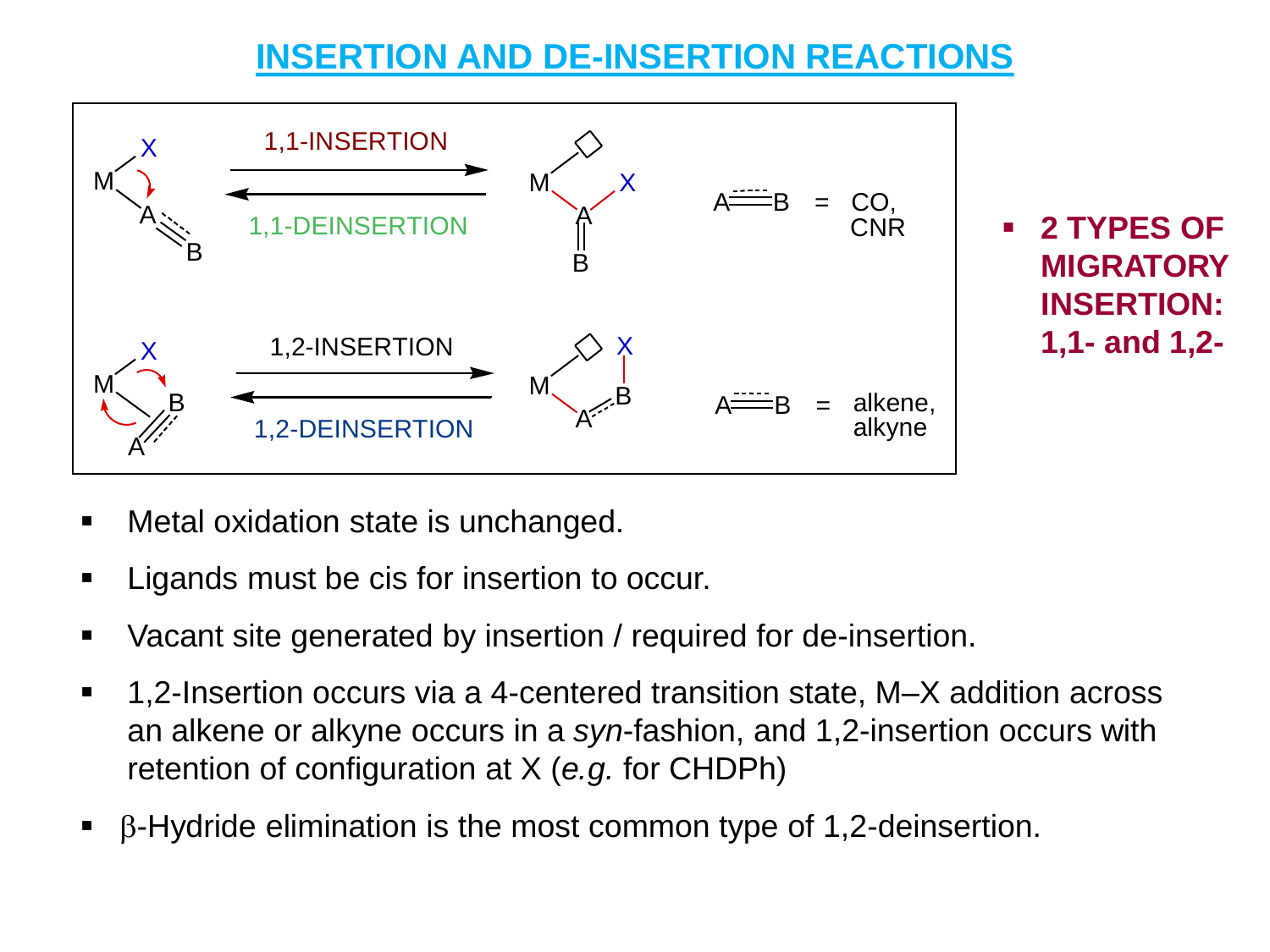# INSERTION AND DE-INSERTION REACTIONS

1,1-INSERTION

1,1-DEINSERTION

A═B = CO, CNR

1,2-INSERTION

1,2-DEINSERTION

A═B = alkene, alkyne

- **2 TYPES OF MIGRATORY INSERTION: 1,1- and 1,2-**

- Metal oxidation state is unchanged.
- Ligands must be cis for insertion to occur.
- Vacant site generated by insertion / required for de-insertion.
- 1,2-Insertion occurs via a 4-centered transition state, M–X addition across an alkene or alkyne occurs in a *syn*-fashion, and 1,2-insertion occurs with retention of configuration at X (*e.g.* for CHDPh)
- β-Hydride elimination is the most common type of 1,2-deinsertion.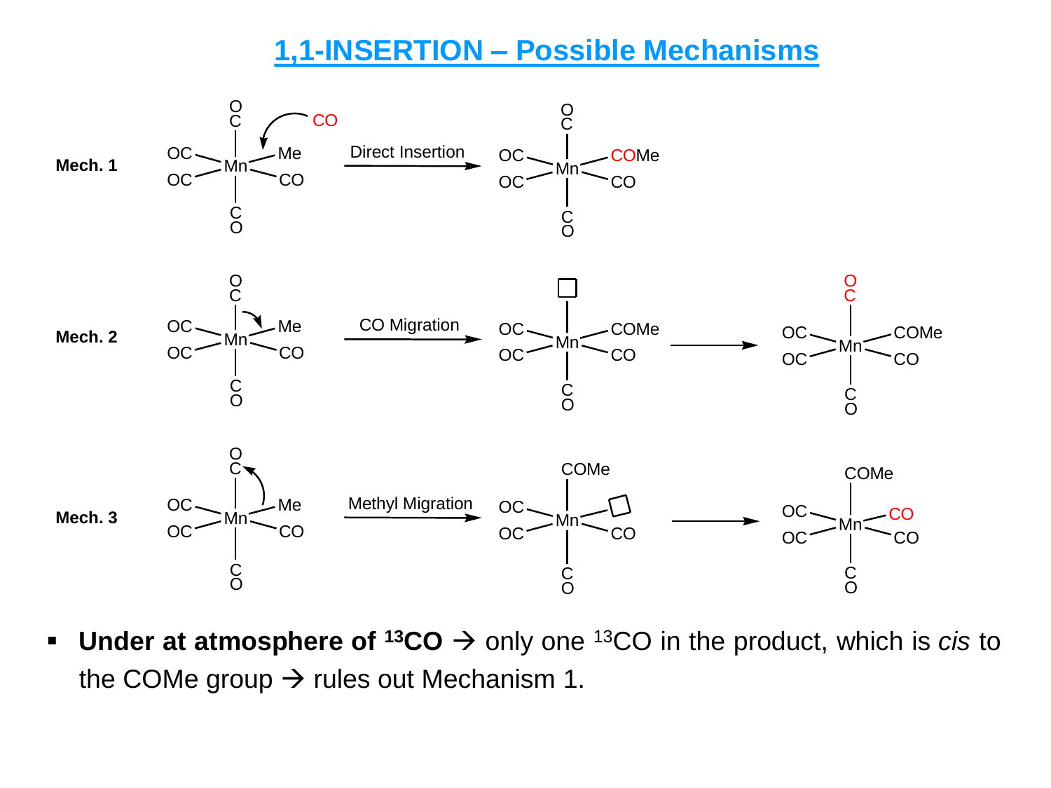# 1,1-INSERTION – Possible Mechanisms

**Mech. 1** — Direct Insertion

**Mech. 2** — CO Migration

**Mech. 3** — Methyl Migration

- **Under at atmosphere of $^{13}$CO →** only one $^{13}$CO in the product, which is *cis* to the COMe group → rules out Mechanism 1.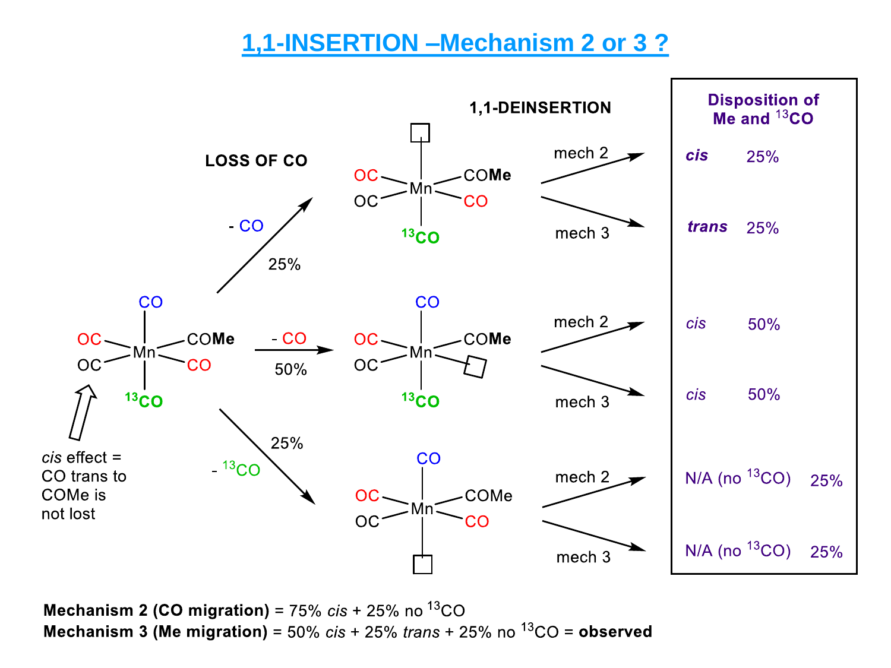# 1,1-INSERTION –Mechanism 2 or 3 ?

**LOSS OF CO**

**1,1-DEINSERTION**

*cis* effect = CO trans to COMe is not lost

Starting complex: Mn with OC, OC, COMe, CO (equatorial), CO (axial top), $^{13}$CO (axial bottom)

- $-$ CO (25%) → Mn(OC)(OC)(COMe)(CO)($^{13}$CO) with vacant site trans to $^{13}$CO
- $-$ CO (50%) → Mn(CO)(OC)(OC)(COMe)($^{13}$CO) with vacant site cis (equatorial)
- $-$ $^{13}$CO (25%) → Mn(CO)(OC)(OC)(COMe)(CO) with vacant site trans to CO

| Pathway | Mechanism | Disposition of Me and $^{13}$CO | |
|---|---|---|---|
| $-$ CO, 25% | mech 2 | ***cis*** | 25% |
| | mech 3 | ***trans*** | 25% |
| $-$ CO, 50% | mech 2 | *cis* | 50% |
| | mech 3 | *cis* | 50% |
| $-$ $^{13}$CO, 25% | mech 2 | N/A (no $^{13}$CO) | 25% |
| | mech 3 | N/A (no $^{13}$CO) | 25% |

**Mechanism 2 (CO migration)** = 75% *cis* + 25% no $^{13}$CO

**Mechanism 3 (Me migration)** = 50% *cis* + 25% *trans* + 25% no $^{13}$CO = **observed**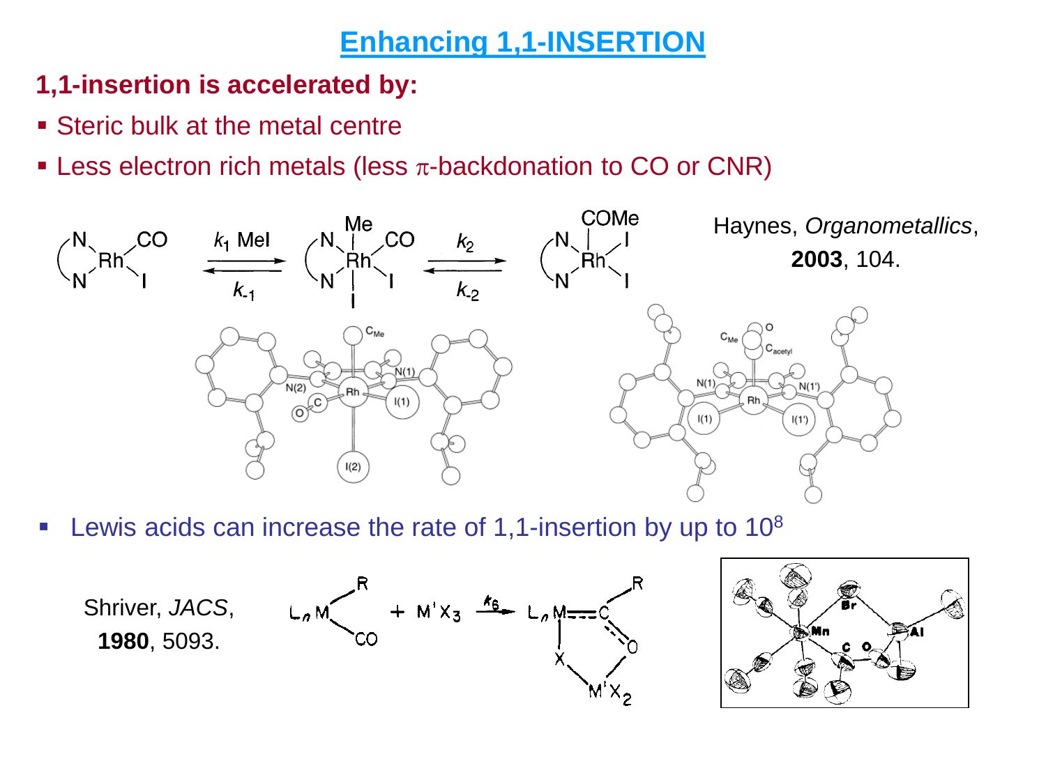# Enhancing 1,1-INSERTION

**1,1-insertion is accelerated by:**

- Steric bulk at the metal centre
- Less electron rich metals (less $\pi$-backdonation to CO or CNR)

Haynes, *Organometallics*, **2003**, 104.

- Lewis acids can increase the rate of 1,1-insertion by up to $10^8$

Shriver, *JACS*, **1980**, 5093.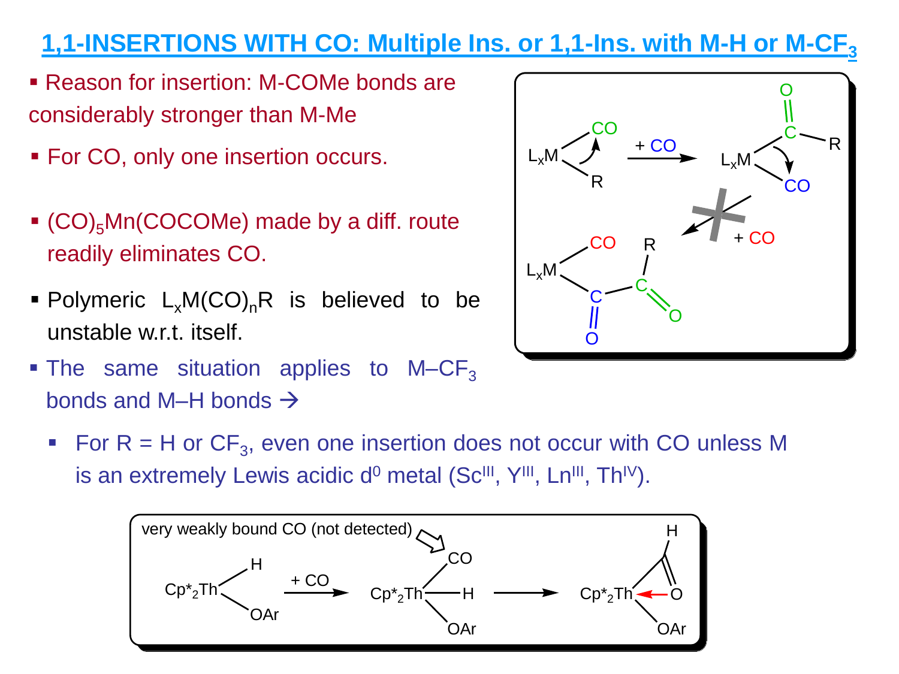# 1,1-INSERTIONS WITH CO: Multiple Ins. or 1,1-Ins. with M-H or M-$CF_3$

- Reason for insertion: M-COMe bonds are considerably stronger than M-Me
- For CO, only one insertion occurs.
- $(CO)_5Mn(COCOMe)$ made by a diff. route readily eliminates CO.
- Polymeric $L_xM(CO)_nR$ is believed to be unstable w.r.t. itself.
- The same situation applies to M–$CF_3$ bonds and M–H bonds →

$L_xM(CO)(R)$ + CO → $L_xM(CO)(COR)$; + CO ✗→ $L_xM(CO)(COCOR)$

  - For R = H or $CF_3$, even one insertion does not occur with CO unless M is an extremely Lewis acidic $d^0$ metal ($Sc^{III}$, $Y^{III}$, $Ln^{III}$, $Th^{IV}$).

$Cp^*_2Th(H)(OAr)$ + CO → $Cp^*_2Th(CO)(H)(OAr)$ → $Cp^*_2Th(\eta^2\text{-CHO})(OAr)$

very weakly bound CO (not detected)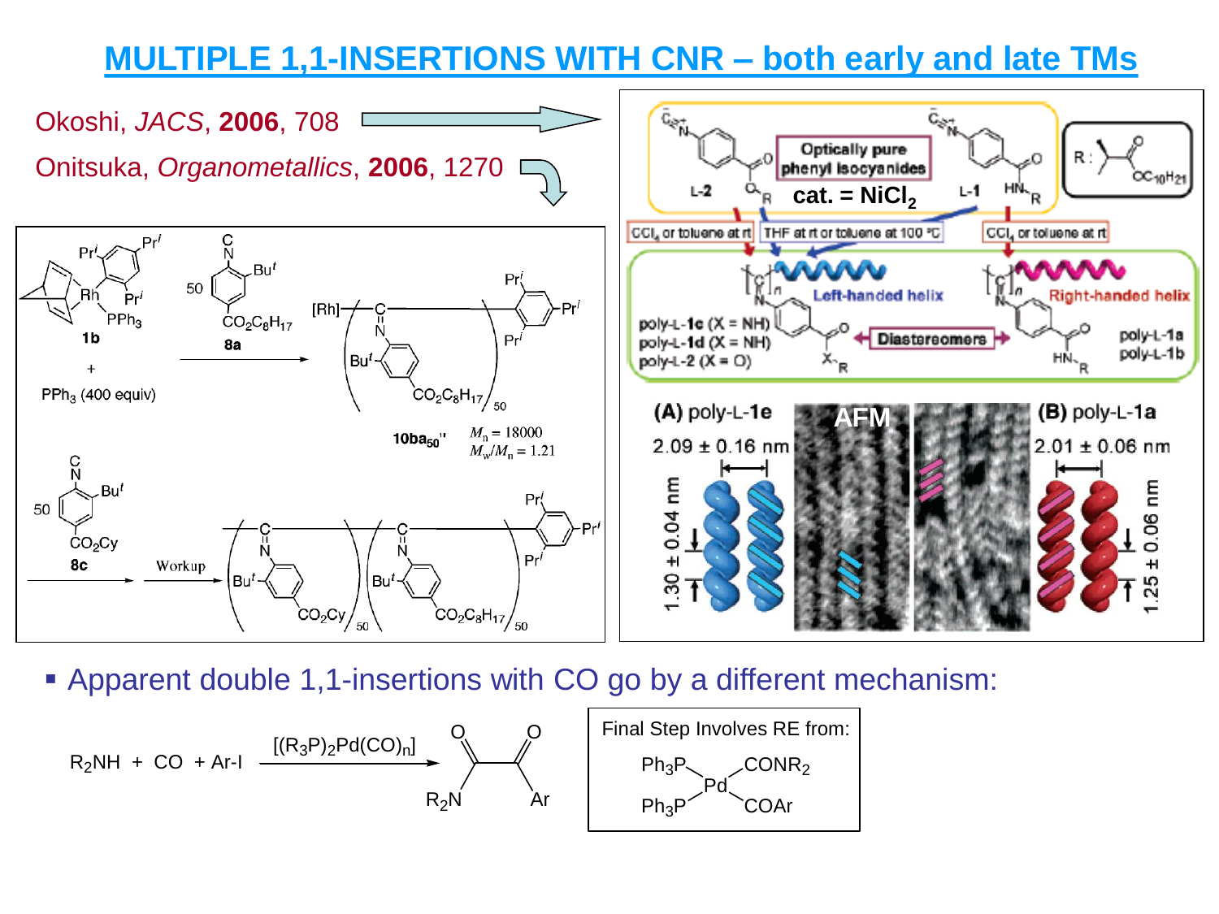# MULTIPLE 1,1-INSERTIONS WITH CNR – both early and late TMs

Okoshi, *JACS*, **2006**, 708

Onitsuka, *Organometallics*, **2006**, 1270

PPh$_3$ (400 equiv)

1b

8a

8c

Workup

10ba$_{50}$''

$M_n = 18000$

$M_w/M_n = 1.21$

Optically pure phenyl isocyanides

cat. = NiCl$_2$

L-2

L-1

CCl$_4$ or toluene at rt

THF at rt or toluene at 100 °C

CCl$_4$ or toluene at rt

Left-handed helix

Right-handed helix

poly-L-1c (X = NH)

poly-L-1d (X = NH)

poly-L-2 (X = O)

Diastereomers

poly-L-1a

poly-L-1b

(A) poly-L-1e

2.09 ± 0.16 nm

1.30 ± 0.04 nm

AFM

(B) poly-L-1a

2.01 ± 0.06 nm

1.25 ± 0.06 nm

- Apparent double 1,1-insertions with CO go by a different mechanism:

$$R_2NH + CO + Ar\text{-}I \xrightarrow{[(R_3P)_2Pd(CO)_n]} R_2N\text{-}C(O)\text{-}C(O)\text{-}Ar$$

Final Step Involves RE from:

$(Ph_3P)_2Pd(CONR_2)(COAr)$